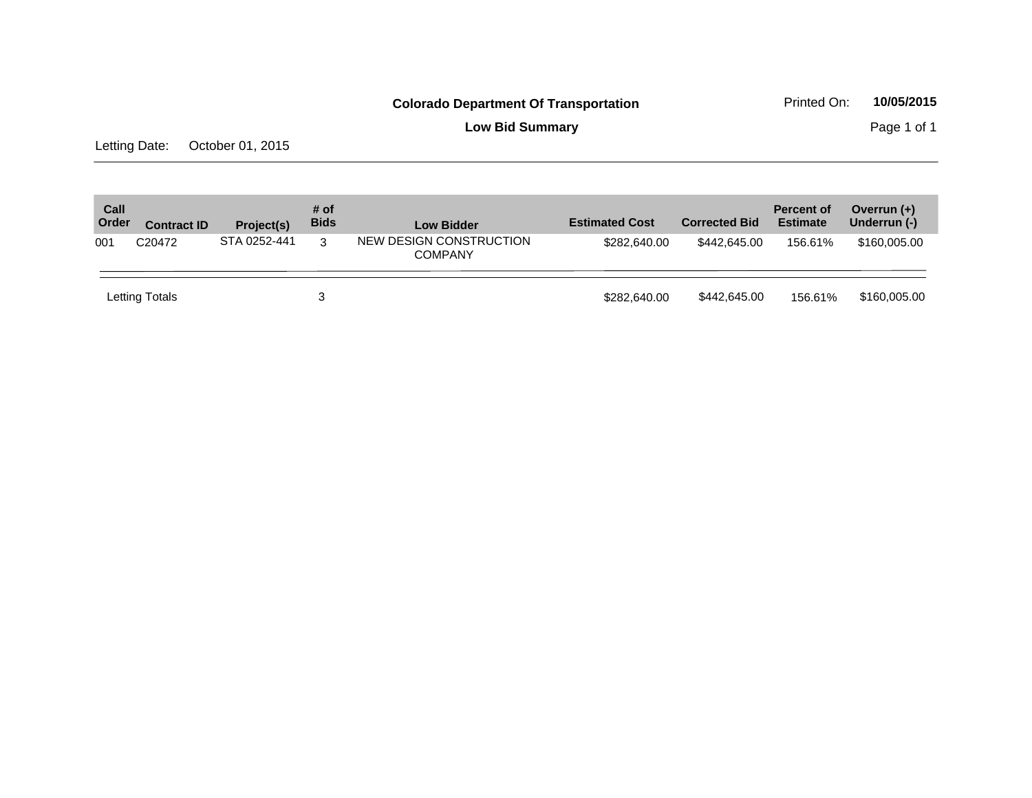**Colorado Department Of Transportation**

**Low Bid Summary**

Printed On: **10/05/2015**

Letting Date: October 01, 2015

| Call Order | Contract ID | Project(s) | # of Bids | Low Bidder | Estimated Cost | Corrected Bid | Percent of Estimate | Overrun (+) Underrun (-) |
|---|---|---|---|---|---|---|---|---|
| 001 | C20472 | STA 0252-441 | 3 | NEW DESIGN CONSTRUCTION COMPANY | $282,640.00 | $442,645.00 | 156.61% | $160,005.00 |
| Letting Totals | | | 3 | | $282,640.00 | $442,645.00 | 156.61% | $160,005.00 |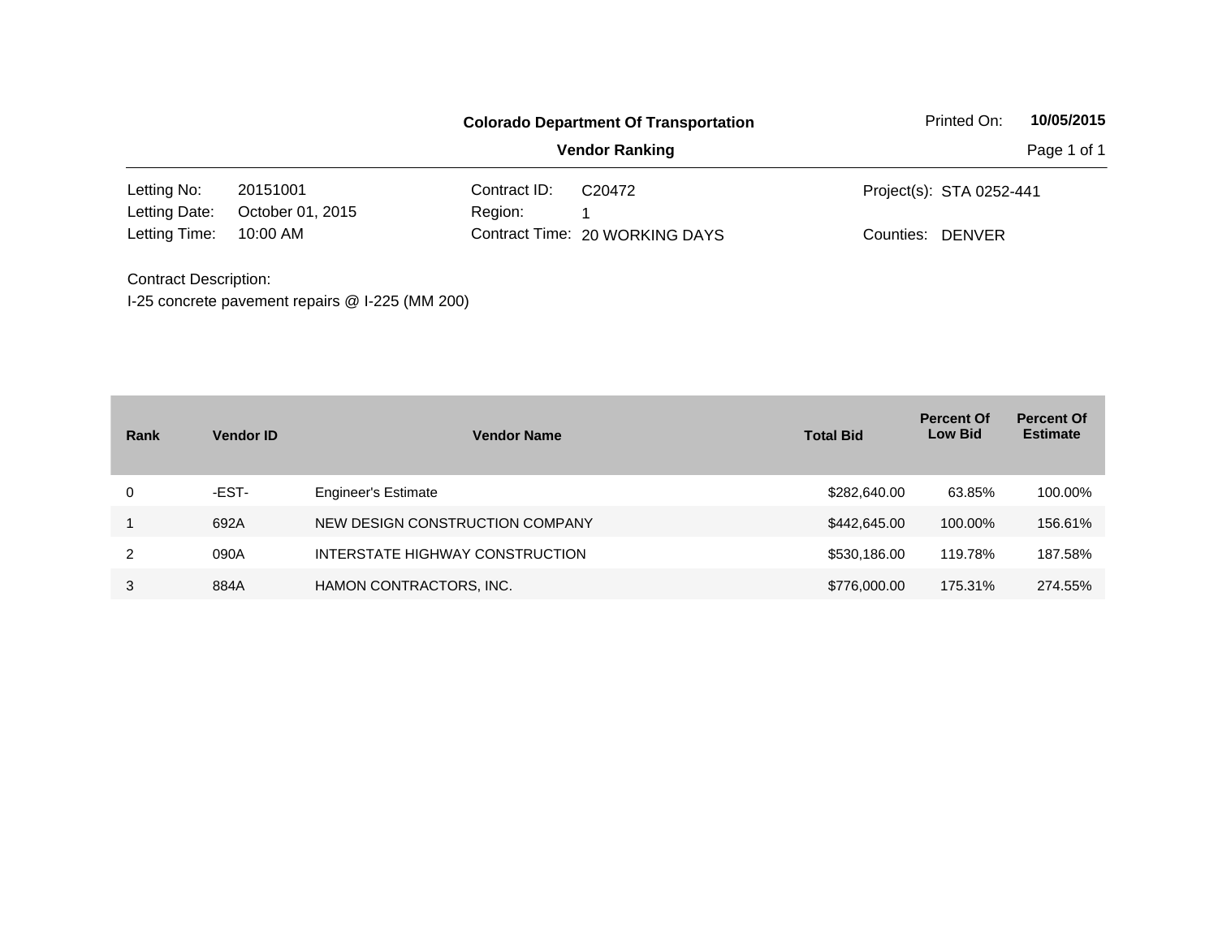**Colorado Department Of Transportation**

**Vendor Ranking**

Printed On: **10/05/2015**

| | | | | | |
|---|---|---|---|---|---|
| Letting No: | 20151001 | Contract ID: | C20472 | Project(s): | STA 0252-441 |
| Letting Date: | October 01, 2015 | Region: | 1 | | |
| Letting Time: | 10:00 AM | Contract Time: | 20 WORKING DAYS | Counties: | DENVER |

Contract Description:
I-25 concrete pavement repairs @ I-225 (MM 200)

| Rank | Vendor ID | Vendor Name | Total Bid | Percent Of Low Bid | Percent Of Estimate |
|---|---|---|---|---|---|
| 0 | -EST- | Engineer's Estimate | $282,640.00 | 63.85% | 100.00% |
| 1 | 692A | NEW DESIGN CONSTRUCTION COMPANY | $442,645.00 | 100.00% | 156.61% |
| 2 | 090A | INTERSTATE HIGHWAY CONSTRUCTION | $530,186.00 | 119.78% | 187.58% |
| 3 | 884A | HAMON CONTRACTORS, INC. | $776,000.00 | 175.31% | 274.55% |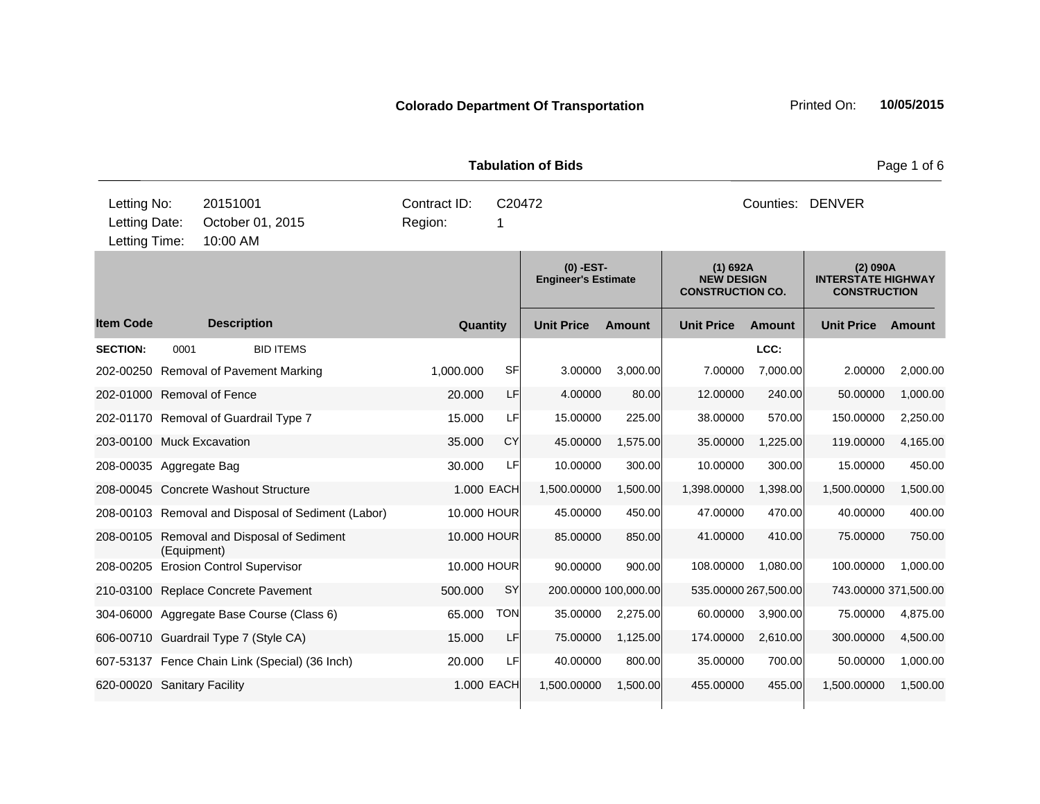**Colorado Department Of Transportation** Printed On: **10/05/2015**

**Tabulation of Bids**

| | | | | |
|---|---|---|---|---|
| Letting No: | 20151001 | Contract ID: | C20472 | Counties: DENVER |
| Letting Date: | October 01, 2015 | Region: | 1 | |
| Letting Time: | 10:00 AM | | | |

| | | | | (0) -EST- Engineer's Estimate | | (1) 692A NEW DESIGN CONSTRUCTION CO. | | (2) 090A INTERSTATE HIGHWAY CONSTRUCTION | |
|---|---|---|---|---|---|---|---|---|---|
| **Item Code** | **Description** | **Quantity** | | **Unit Price** | **Amount** | **Unit Price** | **Amount** | **Unit Price** | **Amount** |
| **SECTION:** | 0001 BID ITEMS | | | | | | LCC: | | |
| 202-00250 | Removal of Pavement Marking | 1,000.000 | SF | 3.00000 | 3,000.00 | 7.00000 | 7,000.00 | 2.00000 | 2,000.00 |
| 202-01000 | Removal of Fence | 20.000 | LF | 4.00000 | 80.00 | 12.00000 | 240.00 | 50.00000 | 1,000.00 |
| 202-01170 | Removal of Guardrail Type 7 | 15.000 | LF | 15.00000 | 225.00 | 38.00000 | 570.00 | 150.00000 | 2,250.00 |
| 203-00100 | Muck Excavation | 35.000 | CY | 45.00000 | 1,575.00 | 35.00000 | 1,225.00 | 119.00000 | 4,165.00 |
| 208-00035 | Aggregate Bag | 30.000 | LF | 10.00000 | 300.00 | 10.00000 | 300.00 | 15.00000 | 450.00 |
| 208-00045 | Concrete Washout Structure | 1.000 | EACH | 1,500.00000 | 1,500.00 | 1,398.00000 | 1,398.00 | 1,500.00000 | 1,500.00 |
| 208-00103 | Removal and Disposal of Sediment (Labor) | 10.000 | HOUR | 45.00000 | 450.00 | 47.00000 | 470.00 | 40.00000 | 400.00 |
| 208-00105 | Removal and Disposal of Sediment (Equipment) | 10.000 | HOUR | 85.00000 | 850.00 | 41.00000 | 410.00 | 75.00000 | 750.00 |
| 208-00205 | Erosion Control Supervisor | 10.000 | HOUR | 90.00000 | 900.00 | 108.00000 | 1,080.00 | 100.00000 | 1,000.00 |
| 210-03100 | Replace Concrete Pavement | 500.000 | SY | 200.00000 | 100,000.00 | 535.00000 | 267,500.00 | 743.00000 | 371,500.00 |
| 304-06000 | Aggregate Base Course (Class 6) | 65.000 | TON | 35.00000 | 2,275.00 | 60.00000 | 3,900.00 | 75.00000 | 4,875.00 |
| 606-00710 | Guardrail Type 7 (Style CA) | 15.000 | LF | 75.00000 | 1,125.00 | 174.00000 | 2,610.00 | 300.00000 | 4,500.00 |
| 607-53137 | Fence Chain Link (Special) (36 Inch) | 20.000 | LF | 40.00000 | 800.00 | 35.00000 | 700.00 | 50.00000 | 1,000.00 |
| 620-00020 | Sanitary Facility | 1.000 | EACH | 1,500.00000 | 1,500.00 | 455.00000 | 455.00 | 1,500.00000 | 1,500.00 |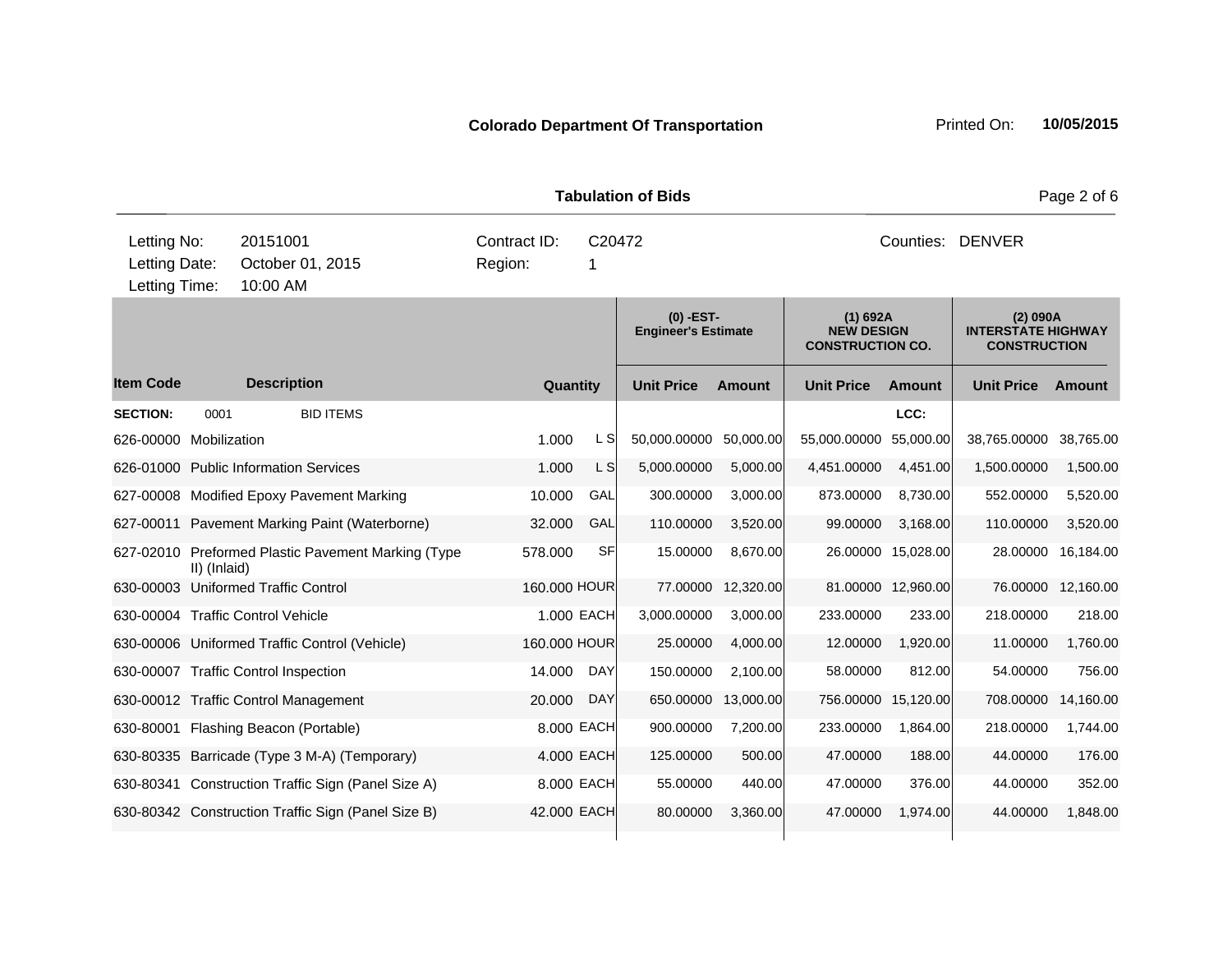**Colorado Department Of Transportation**

Printed On: **10/05/2015**

**Tabulation of Bids**

| | | | |
|---|---|---|---|
| Letting No: | 20151001 | Contract ID: | C20472 |
| Letting Date: | October 01, 2015 | Region: | 1 |
| Letting Time: | 10:00 AM | Counties: | DENVER |

| | | | | (0) -EST- Engineer's Estimate | | (1) 692A NEW DESIGN CONSTRUCTION CO. | | (2) 090A INTERSTATE HIGHWAY CONSTRUCTION | |
|---|---|---|---|---|---|---|---|---|---|
| **Item Code** | **Description** | **Quantity** | | **Unit Price** | **Amount** | **Unit Price** | **Amount** | **Unit Price** | **Amount** |
| **SECTION:** 0001 | BID ITEMS | | | | | | **LCC:** | | |
| 626-00000 | Mobilization | 1.000 | L S | 50,000.00000 | 50,000.00 | 55,000.00000 | 55,000.00 | 38,765.00000 | 38,765.00 |
| 626-01000 | Public Information Services | 1.000 | L S | 5,000.00000 | 5,000.00 | 4,451.00000 | 4,451.00 | 1,500.00000 | 1,500.00 |
| 627-00008 | Modified Epoxy Pavement Marking | 10.000 | GAL | 300.00000 | 3,000.00 | 873.00000 | 8,730.00 | 552.00000 | 5,520.00 |
| 627-00011 | Pavement Marking Paint (Waterborne) | 32.000 | GAL | 110.00000 | 3,520.00 | 99.00000 | 3,168.00 | 110.00000 | 3,520.00 |
| 627-02010 | Preformed Plastic Pavement Marking (Type II) (Inlaid) | 578.000 | SF | 15.00000 | 8,670.00 | 26.00000 | 15,028.00 | 28.00000 | 16,184.00 |
| 630-00003 | Uniformed Traffic Control | 160.000 | HOUR | 77.00000 | 12,320.00 | 81.00000 | 12,960.00 | 76.00000 | 12,160.00 |
| 630-00004 | Traffic Control Vehicle | 1.000 | EACH | 3,000.00000 | 3,000.00 | 233.00000 | 233.00 | 218.00000 | 218.00 |
| 630-00006 | Uniformed Traffic Control (Vehicle) | 160.000 | HOUR | 25.00000 | 4,000.00 | 12.00000 | 1,920.00 | 11.00000 | 1,760.00 |
| 630-00007 | Traffic Control Inspection | 14.000 | DAY | 150.00000 | 2,100.00 | 58.00000 | 812.00 | 54.00000 | 756.00 |
| 630-00012 | Traffic Control Management | 20.000 | DAY | 650.00000 | 13,000.00 | 756.00000 | 15,120.00 | 708.00000 | 14,160.00 |
| 630-80001 | Flashing Beacon (Portable) | 8.000 | EACH | 900.00000 | 7,200.00 | 233.00000 | 1,864.00 | 218.00000 | 1,744.00 |
| 630-80335 | Barricade (Type 3 M-A) (Temporary) | 4.000 | EACH | 125.00000 | 500.00 | 47.00000 | 188.00 | 44.00000 | 176.00 |
| 630-80341 | Construction Traffic Sign (Panel Size A) | 8.000 | EACH | 55.00000 | 440.00 | 47.00000 | 376.00 | 44.00000 | 352.00 |
| 630-80342 | Construction Traffic Sign (Panel Size B) | 42.000 | EACH | 80.00000 | 3,360.00 | 47.00000 | 1,974.00 | 44.00000 | 1,848.00 |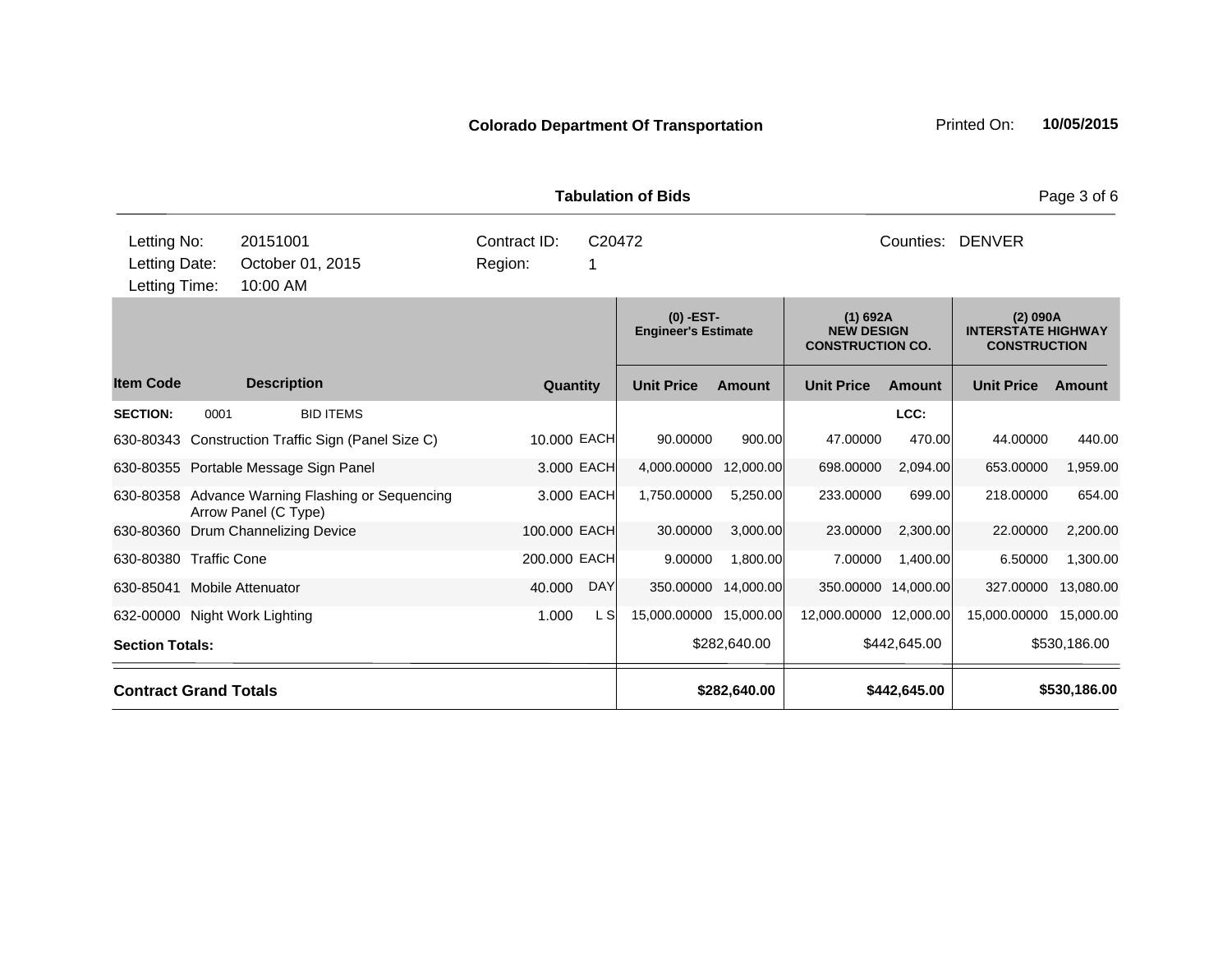**Colorado Department Of Transportation** Printed On: **10/05/2015**

**Tabulation of Bids**

| | | | | | |
|---|---|---|---|---|---|
| Letting No: | 20151001 | Contract ID: | C20472 | Counties: | DENVER |
| Letting Date: | October 01, 2015 | Region: | 1 | | |
| Letting Time: | 10:00 AM | | | | |

| | | | | (0) -EST- Engineer's Estimate | | (1) 692A NEW DESIGN CONSTRUCTION CO. | | (2) 090A INTERSTATE HIGHWAY CONSTRUCTION | |
|---|---|---|---|---|---|---|---|---|---|
| **Item Code** | **Description** | **Quantity** | | **Unit Price** | **Amount** | **Unit Price** | **Amount** | **Unit Price** | **Amount** |
| **SECTION:** 0001 | BID ITEMS | | | | | | LCC: | | |
| 630-80343 | Construction Traffic Sign (Panel Size C) | 10.000 | EACH | 90.00000 | 900.00 | 47.00000 | 470.00 | 44.00000 | 440.00 |
| 630-80355 | Portable Message Sign Panel | 3.000 | EACH | 4,000.00000 | 12,000.00 | 698.00000 | 2,094.00 | 653.00000 | 1,959.00 |
| 630-80358 | Advance Warning Flashing or Sequencing Arrow Panel (C Type) | 3.000 | EACH | 1,750.00000 | 5,250.00 | 233.00000 | 699.00 | 218.00000 | 654.00 |
| 630-80360 | Drum Channelizing Device | 100.000 | EACH | 30.00000 | 3,000.00 | 23.00000 | 2,300.00 | 22.00000 | 2,200.00 |
| 630-80380 | Traffic Cone | 200.000 | EACH | 9.00000 | 1,800.00 | 7.00000 | 1,400.00 | 6.50000 | 1,300.00 |
| 630-85041 | Mobile Attenuator | 40.000 | DAY | 350.00000 | 14,000.00 | 350.00000 | 14,000.00 | 327.00000 | 13,080.00 |
| 632-00000 | Night Work Lighting | 1.000 | L S | 15,000.00000 | 15,000.00 | 12,000.00000 | 12,000.00 | 15,000.00000 | 15,000.00 |
| **Section Totals:** | | | | | $282,640.00 | | $442,645.00 | | $530,186.00 |
| **Contract Grand Totals** | | | | | **$282,640.00** | | **$442,645.00** | | **$530,186.00** |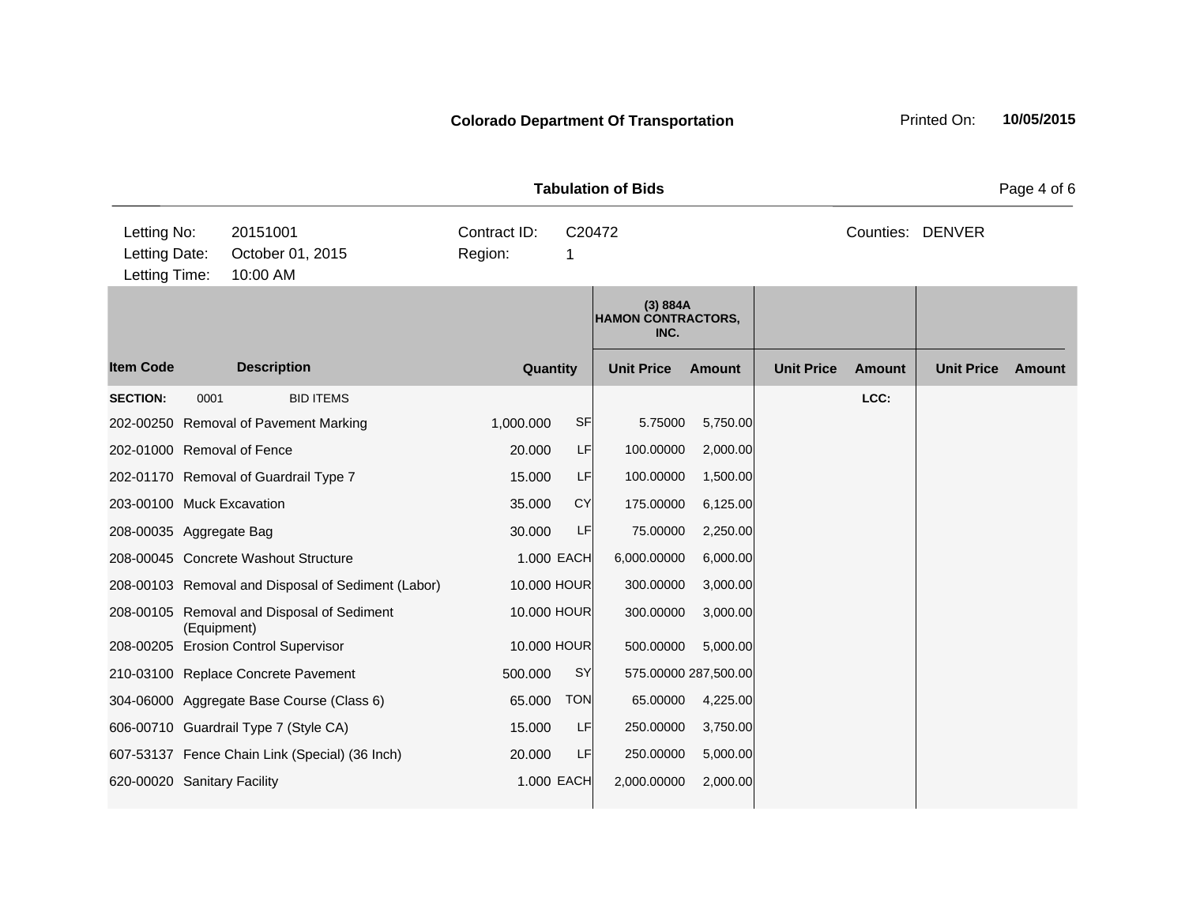**Colorado Department Of Transportation**

Printed On: **10/05/2015**

**Tabulation of Bids**

| | | | |
|---|---|---|---|
| Letting No: | 20151001 | Contract ID: | C20472 |
| Letting Date: | October 01, 2015 | Region: | 1 |
| Letting Time: | 10:00 AM | | |

Counties: DENVER

| | | | | (3) 884A HAMON CONTRACTORS, INC. | | | | | |
|---|---|---|---|---|---|---|---|---|---|
| **Item Code** | **Description** | **Quantity** | | **Unit Price** | **Amount** | **Unit Price** | **Amount** | **Unit Price** | **Amount** |
| **SECTION:** | 0001 BID ITEMS | | | | | | **LCC:** | | |
| 202-00250 | Removal of Pavement Marking | 1,000.000 | SF | 5.75000 | 5,750.00 | | | | |
| 202-01000 | Removal of Fence | 20.000 | LF | 100.00000 | 2,000.00 | | | | |
| 202-01170 | Removal of Guardrail Type 7 | 15.000 | LF | 100.00000 | 1,500.00 | | | | |
| 203-00100 | Muck Excavation | 35.000 | CY | 175.00000 | 6,125.00 | | | | |
| 208-00035 | Aggregate Bag | 30.000 | LF | 75.00000 | 2,250.00 | | | | |
| 208-00045 | Concrete Washout Structure | 1.000 | EACH | 6,000.00000 | 6,000.00 | | | | |
| 208-00103 | Removal and Disposal of Sediment (Labor) | 10.000 | HOUR | 300.00000 | 3,000.00 | | | | |
| 208-00105 | Removal and Disposal of Sediment (Equipment) | 10.000 | HOUR | 300.00000 | 3,000.00 | | | | |
| 208-00205 | Erosion Control Supervisor | 10.000 | HOUR | 500.00000 | 5,000.00 | | | | |
| 210-03100 | Replace Concrete Pavement | 500.000 | SY | 575.00000 | 287,500.00 | | | | |
| 304-06000 | Aggregate Base Course (Class 6) | 65.000 | TON | 65.00000 | 4,225.00 | | | | |
| 606-00710 | Guardrail Type 7 (Style CA) | 15.000 | LF | 250.00000 | 3,750.00 | | | | |
| 607-53137 | Fence Chain Link (Special) (36 Inch) | 20.000 | LF | 250.00000 | 5,000.00 | | | | |
| 620-00020 | Sanitary Facility | 1.000 | EACH | 2,000.00000 | 2,000.00 | | | | |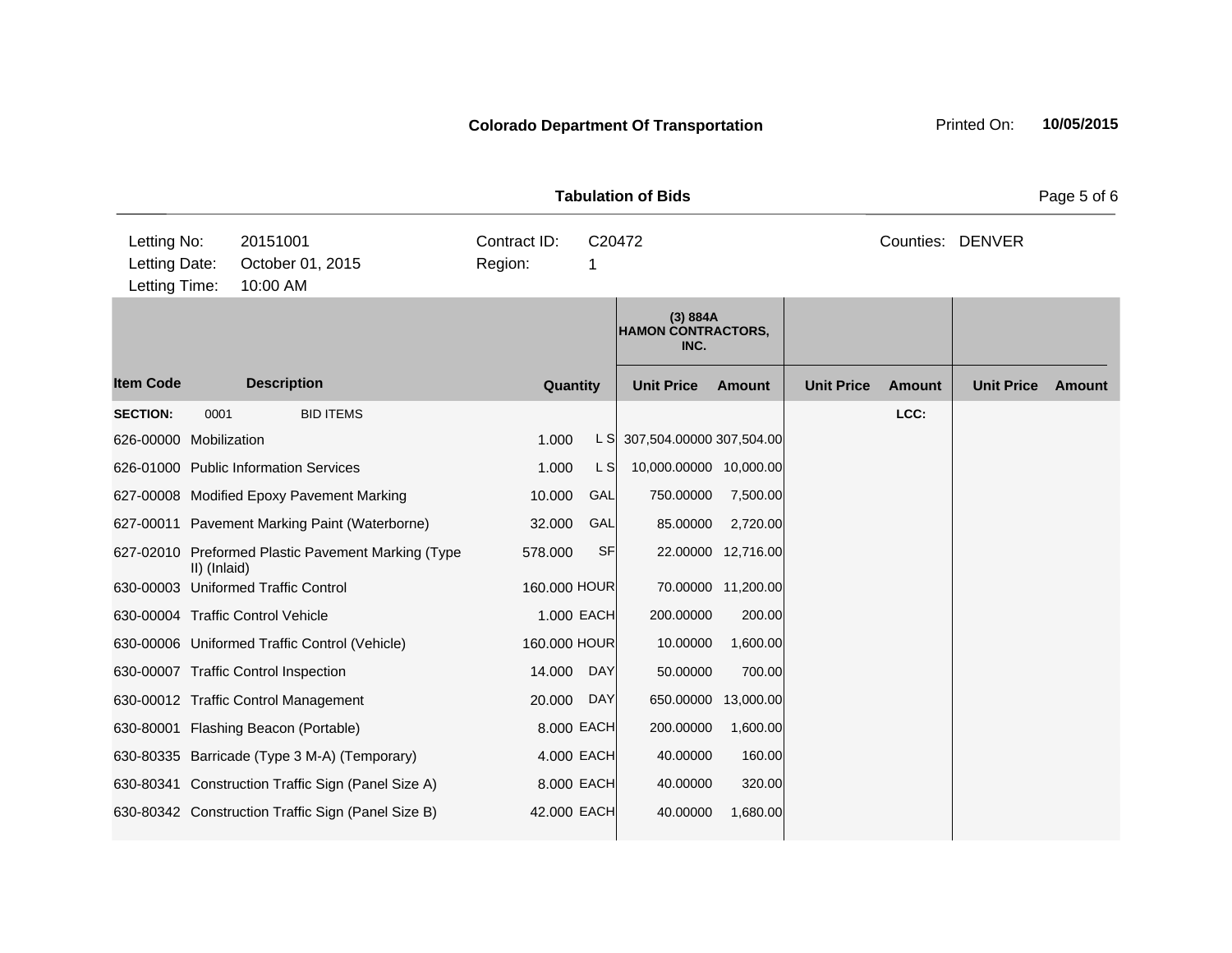**Colorado Department Of Transportation**

Printed On: **10/05/2015**

**Tabulation of Bids**

| | | | | | |
|---|---|---|---|---|---|
| Letting No: | 20151001 | Contract ID: | C20472 | Counties: | DENVER |
| Letting Date: | October 01, 2015 | Region: | 1 | | |
| Letting Time: | 10:00 AM | | | | |

| | | | | (3) 884A HAMON CONTRACTORS, INC. | | | | | |
|---|---|---|---|---|---|---|---|---|---|
| **Item Code** | **Description** | **Quantity** | | **Unit Price** | **Amount** | **Unit Price** | **Amount** | **Unit Price** | **Amount** |
| **SECTION:** | 0001 BID ITEMS | | | | | | LCC: | | |
| 626-00000 | Mobilization | 1.000 | L S | 307,504.00000 | 307,504.00 | | | | |
| 626-01000 | Public Information Services | 1.000 | L S | 10,000.00000 | 10,000.00 | | | | |
| 627-00008 | Modified Epoxy Pavement Marking | 10.000 | GAL | 750.00000 | 7,500.00 | | | | |
| 627-00011 | Pavement Marking Paint (Waterborne) | 32.000 | GAL | 85.00000 | 2,720.00 | | | | |
| 627-02010 | Preformed Plastic Pavement Marking (Type II) (Inlaid) | 578.000 | SF | 22.00000 | 12,716.00 | | | | |
| 630-00003 | Uniformed Traffic Control | 160.000 | HOUR | 70.00000 | 11,200.00 | | | | |
| 630-00004 | Traffic Control Vehicle | 1.000 | EACH | 200.00000 | 200.00 | | | | |
| 630-00006 | Uniformed Traffic Control (Vehicle) | 160.000 | HOUR | 10.00000 | 1,600.00 | | | | |
| 630-00007 | Traffic Control Inspection | 14.000 | DAY | 50.00000 | 700.00 | | | | |
| 630-00012 | Traffic Control Management | 20.000 | DAY | 650.00000 | 13,000.00 | | | | |
| 630-80001 | Flashing Beacon (Portable) | 8.000 | EACH | 200.00000 | 1,600.00 | | | | |
| 630-80335 | Barricade (Type 3 M-A) (Temporary) | 4.000 | EACH | 40.00000 | 160.00 | | | | |
| 630-80341 | Construction Traffic Sign (Panel Size A) | 8.000 | EACH | 40.00000 | 320.00 | | | | |
| 630-80342 | Construction Traffic Sign (Panel Size B) | 42.000 | EACH | 40.00000 | 1,680.00 | | | | |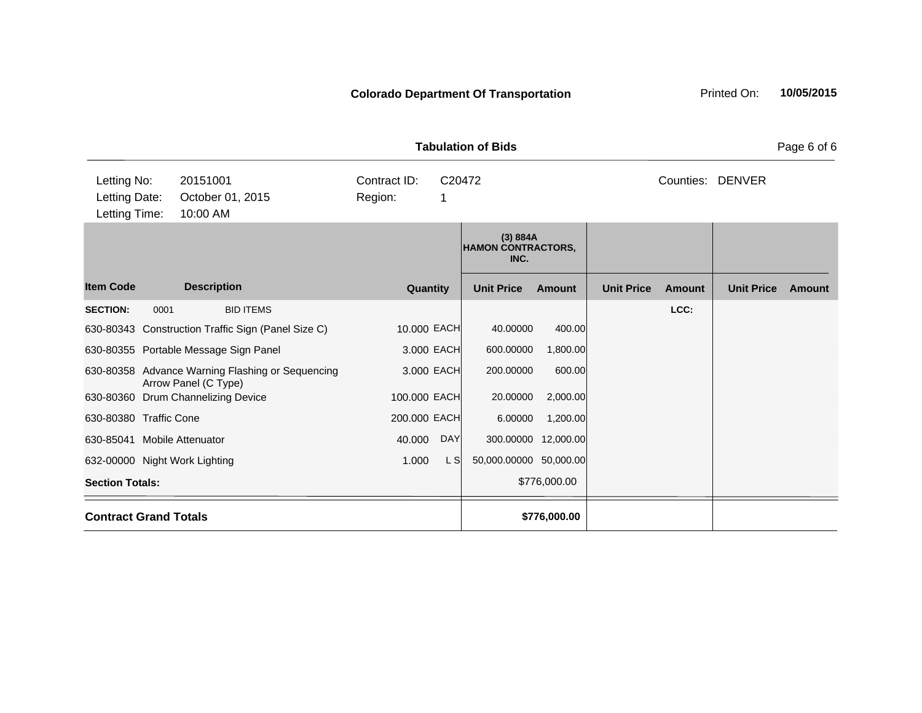**Colorado Department Of Transportation**

Printed On: **10/05/2015**

**Tabulation of Bids**

| | | | | | |
|---|---|---|---|---|---|
| Letting No: | 20151001 | Contract ID: | C20472 | Counties: | DENVER |
| Letting Date: | October 01, 2015 | Region: | 1 | | |
| Letting Time: | 10:00 AM | | | | |

| | | | | (3) 884A HAMON CONTRACTORS, INC. | | | | | |
|---|---|---|---|---|---|---|---|---|---|
| **Item Code** | **Description** | **Quantity** | | **Unit Price** | **Amount** | **Unit Price** | **Amount** | **Unit Price** | **Amount** |
| **SECTION:** 0001 | BID ITEMS | | | | | | LCC: | | |
| 630-80343 | Construction Traffic Sign (Panel Size C) | 10.000 | EACH | 40.00000 | 400.00 | | | | |
| 630-80355 | Portable Message Sign Panel | 3.000 | EACH | 600.00000 | 1,800.00 | | | | |
| 630-80358 | Advance Warning Flashing or Sequencing Arrow Panel (C Type) | 3.000 | EACH | 200.00000 | 600.00 | | | | |
| 630-80360 | Drum Channelizing Device | 100.000 | EACH | 20.00000 | 2,000.00 | | | | |
| 630-80380 | Traffic Cone | 200.000 | EACH | 6.00000 | 1,200.00 | | | | |
| 630-85041 | Mobile Attenuator | 40.000 | DAY | 300.00000 | 12,000.00 | | | | |
| 632-00000 | Night Work Lighting | 1.000 | L S | 50,000.00000 | 50,000.00 | | | | |
| **Section Totals:** | | | | | $776,000.00 | | | | |
| **Contract Grand Totals** | | | | | **$776,000.00** | | | | |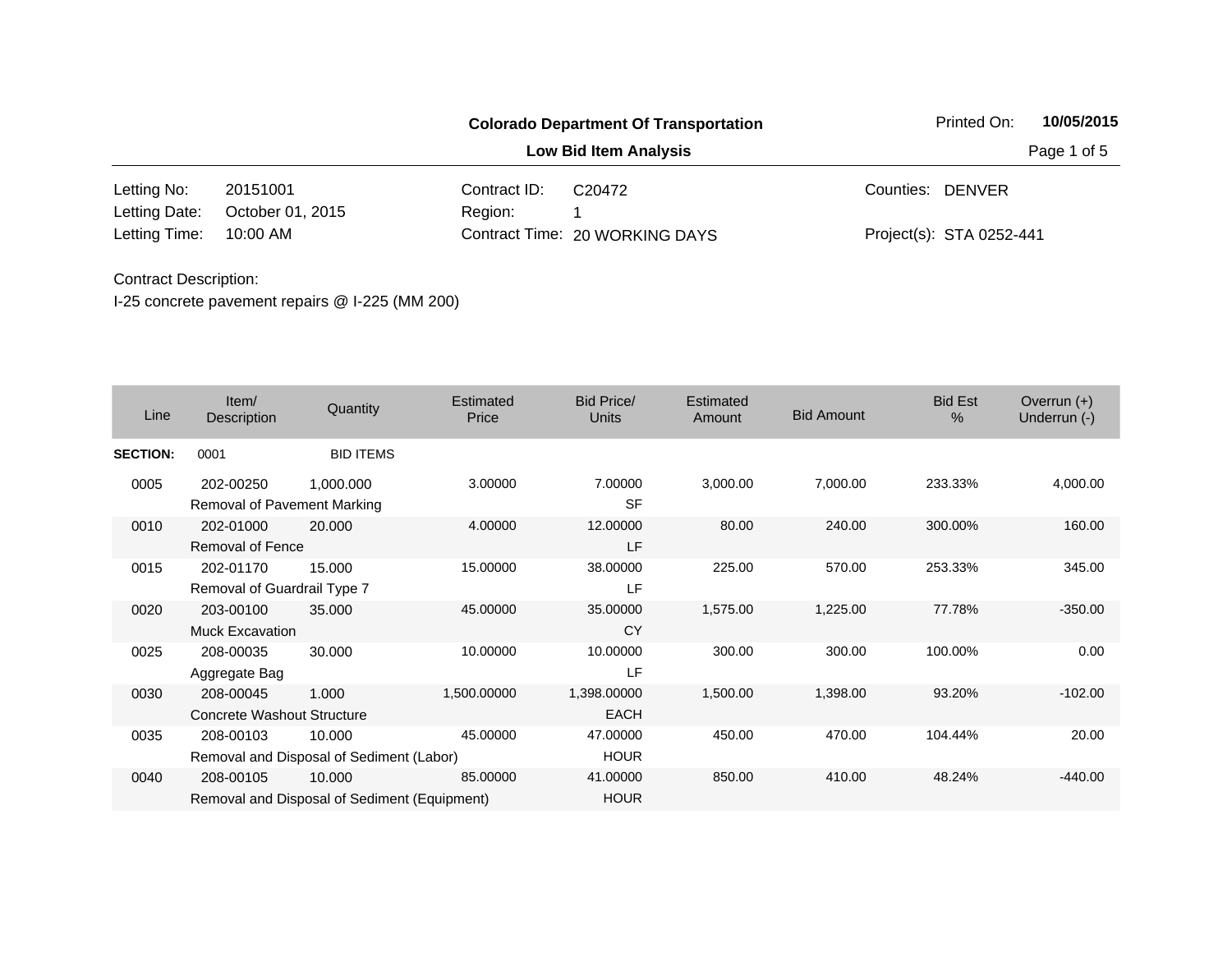**Colorado Department Of Transportation**

**Low Bid Item Analysis**

Printed On: **10/05/2015**

| | | | | | |
|---|---|---|---|---|---|
| Letting No: | 20151001 | Contract ID: | C20472 | Counties: | DENVER |
| Letting Date: | October 01, 2015 | Region: | 1 | | |
| Letting Time: | 10:00 AM | Contract Time: | 20 WORKING DAYS | Project(s): | STA 0252-441 |

Contract Description:

I-25 concrete pavement repairs @ I-225 (MM 200)

| Line | Item/ Description | Quantity | Estimated Price | Bid Price/ Units | Estimated Amount | Bid Amount | Bid Est % | Overrun (+) Underrun (-) |
|---|---|---|---|---|---|---|---|---|
| **SECTION:** | 0001 | BID ITEMS | | | | | | |
| 0005 | 202-00250 Removal of Pavement Marking | 1,000.000 | 3.00000 | 7.00000 SF | 3,000.00 | 7,000.00 | 233.33% | 4,000.00 |
| 0010 | 202-01000 Removal of Fence | 20.000 | 4.00000 | 12.00000 LF | 80.00 | 240.00 | 300.00% | 160.00 |
| 0015 | 202-01170 Removal of Guardrail Type 7 | 15.000 | 15.00000 | 38.00000 LF | 225.00 | 570.00 | 253.33% | 345.00 |
| 0020 | 203-00100 Muck Excavation | 35.000 | 45.00000 | 35.00000 CY | 1,575.00 | 1,225.00 | 77.78% | -350.00 |
| 0025 | 208-00035 Aggregate Bag | 30.000 | 10.00000 | 10.00000 LF | 300.00 | 300.00 | 100.00% | 0.00 |
| 0030 | 208-00045 Concrete Washout Structure | 1.000 | 1,500.00000 | 1,398.00000 EACH | 1,500.00 | 1,398.00 | 93.20% | -102.00 |
| 0035 | 208-00103 Removal and Disposal of Sediment (Labor) | 10.000 | 45.00000 | 47.00000 HOUR | 450.00 | 470.00 | 104.44% | 20.00 |
| 0040 | 208-00105 Removal and Disposal of Sediment (Equipment) | 10.000 | 85.00000 | 41.00000 HOUR | 850.00 | 410.00 | 48.24% | -440.00 |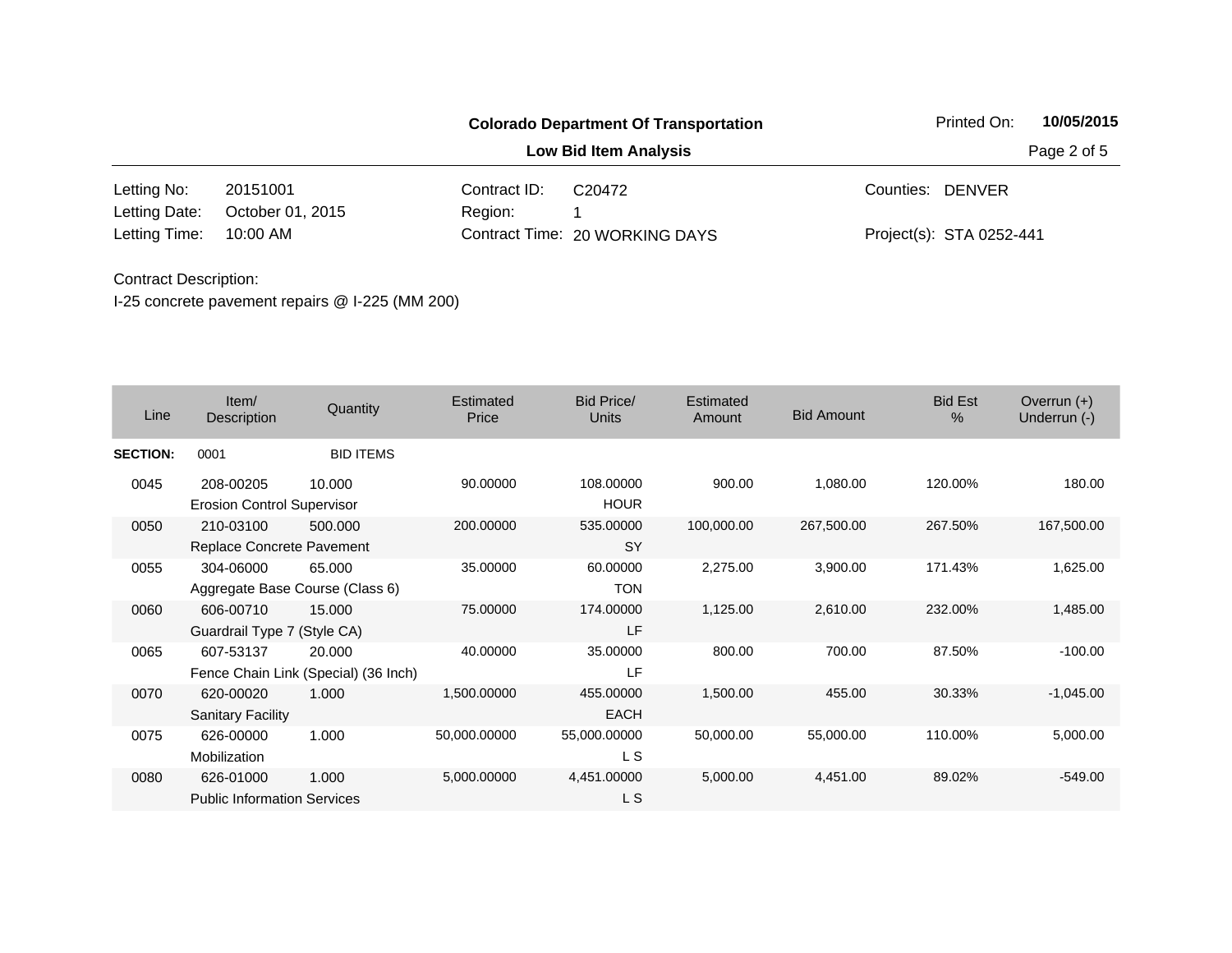**Colorado Department Of Transportation**

**Low Bid Item Analysis**

Printed On: **10/05/2015**

| | | | | | |
|---|---|---|---|---|---|
| Letting No: | 20151001 | Contract ID: | C20472 | Counties: | DENVER |
| Letting Date: | October 01, 2015 | Region: | 1 | | |
| Letting Time: | 10:00 AM | Contract Time: | 20 WORKING DAYS | Project(s): | STA 0252-441 |

Contract Description:

I-25 concrete pavement repairs @ I-225 (MM 200)

| Line | Item/ Description | Quantity | Estimated Price | Bid Price/ Units | Estimated Amount | Bid Amount | Bid Est % | Overrun (+) Underrun (-) |
|---|---|---|---|---|---|---|---|---|
| **SECTION:** | 0001 | BID ITEMS | | | | | | |
| 0045 | 208-00205 Erosion Control Supervisor | 10.000 | 90.00000 | 108.00000 HOUR | 900.00 | 1,080.00 | 120.00% | 180.00 |
| 0050 | 210-03100 Replace Concrete Pavement | 500.000 | 200.00000 | 535.00000 SY | 100,000.00 | 267,500.00 | 267.50% | 167,500.00 |
| 0055 | 304-06000 Aggregate Base Course (Class 6) | 65.000 | 35.00000 | 60.00000 TON | 2,275.00 | 3,900.00 | 171.43% | 1,625.00 |
| 0060 | 606-00710 Guardrail Type 7 (Style CA) | 15.000 | 75.00000 | 174.00000 LF | 1,125.00 | 2,610.00 | 232.00% | 1,485.00 |
| 0065 | 607-53137 Fence Chain Link (Special) (36 Inch) | 20.000 | 40.00000 | 35.00000 LF | 800.00 | 700.00 | 87.50% | -100.00 |
| 0070 | 620-00020 Sanitary Facility | 1.000 | 1,500.00000 | 455.00000 EACH | 1,500.00 | 455.00 | 30.33% | -1,045.00 |
| 0075 | 626-00000 Mobilization | 1.000 | 50,000.00000 | 55,000.00000 L S | 50,000.00 | 55,000.00 | 110.00% | 5,000.00 |
| 0080 | 626-01000 Public Information Services | 1.000 | 5,000.00000 | 4,451.00000 L S | 5,000.00 | 4,451.00 | 89.02% | -549.00 |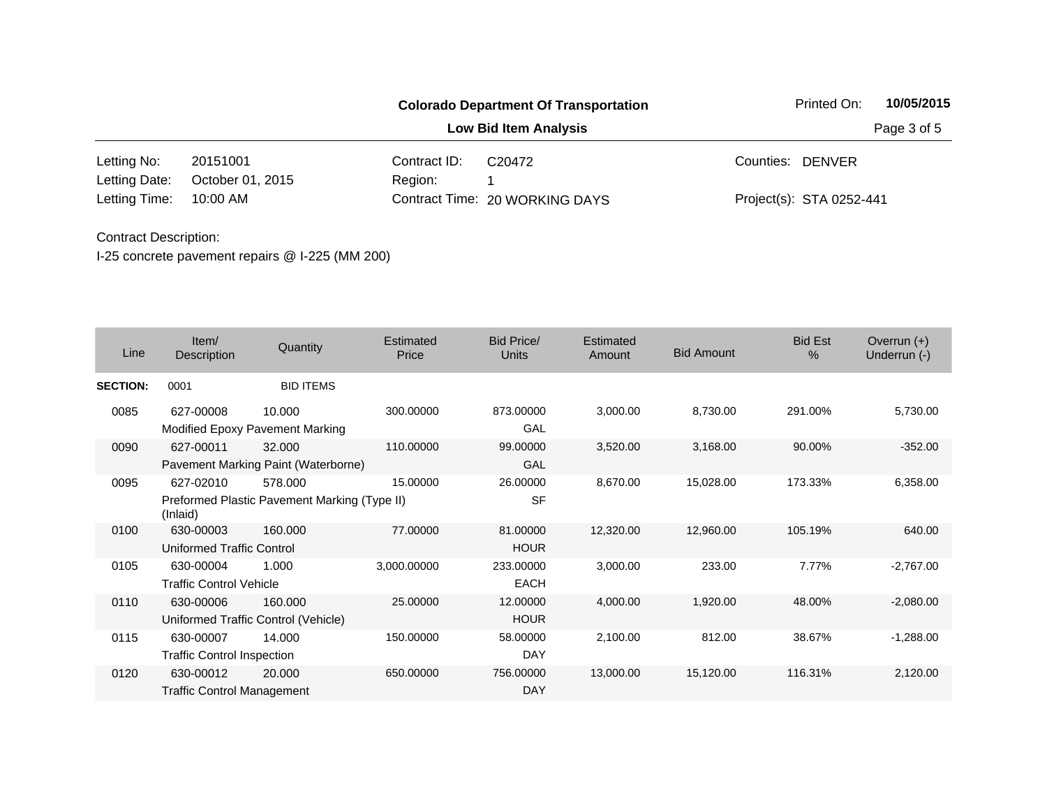**Colorado Department Of Transportation**

**Low Bid Item Analysis**

Printed On: **10/05/2015**

| | | | | | |
|---|---|---|---|---|---|
| Letting No: | 20151001 | Contract ID: | C20472 | Counties: | DENVER |
| Letting Date: | October 01, 2015 | Region: | 1 | | |
| Letting Time: | 10:00 AM | Contract Time: | 20 WORKING DAYS | Project(s): | STA 0252-441 |

Contract Description:

I-25 concrete pavement repairs @ I-225 (MM 200)

| Line | Item/ Description | Quantity | Estimated Price | Bid Price/ Units | Estimated Amount | Bid Amount | Bid Est % | Overrun (+) Underrun (-) |
|---|---|---|---|---|---|---|---|---|
| **SECTION:** | 0001 | BID ITEMS | | | | | | |
| 0085 | 627-00008 Modified Epoxy Pavement Marking | 10.000 | 300.00000 | 873.00000 GAL | 3,000.00 | 8,730.00 | 291.00% | 5,730.00 |
| 0090 | 627-00011 Pavement Marking Paint (Waterborne) | 32.000 | 110.00000 | 99.00000 GAL | 3,520.00 | 3,168.00 | 90.00% | -352.00 |
| 0095 | 627-02010 Preformed Plastic Pavement Marking (Type II) (Inlaid) | 578.000 | 15.00000 | 26.00000 SF | 8,670.00 | 15,028.00 | 173.33% | 6,358.00 |
| 0100 | 630-00003 Uniformed Traffic Control | 160.000 | 77.00000 | 81.00000 HOUR | 12,320.00 | 12,960.00 | 105.19% | 640.00 |
| 0105 | 630-00004 Traffic Control Vehicle | 1.000 | 3,000.00000 | 233.00000 EACH | 3,000.00 | 233.00 | 7.77% | -2,767.00 |
| 0110 | 630-00006 Uniformed Traffic Control (Vehicle) | 160.000 | 25.00000 | 12.00000 HOUR | 4,000.00 | 1,920.00 | 48.00% | -2,080.00 |
| 0115 | 630-00007 Traffic Control Inspection | 14.000 | 150.00000 | 58.00000 DAY | 2,100.00 | 812.00 | 38.67% | -1,288.00 |
| 0120 | 630-00012 Traffic Control Management | 20.000 | 650.00000 | 756.00000 DAY | 13,000.00 | 15,120.00 | 116.31% | 2,120.00 |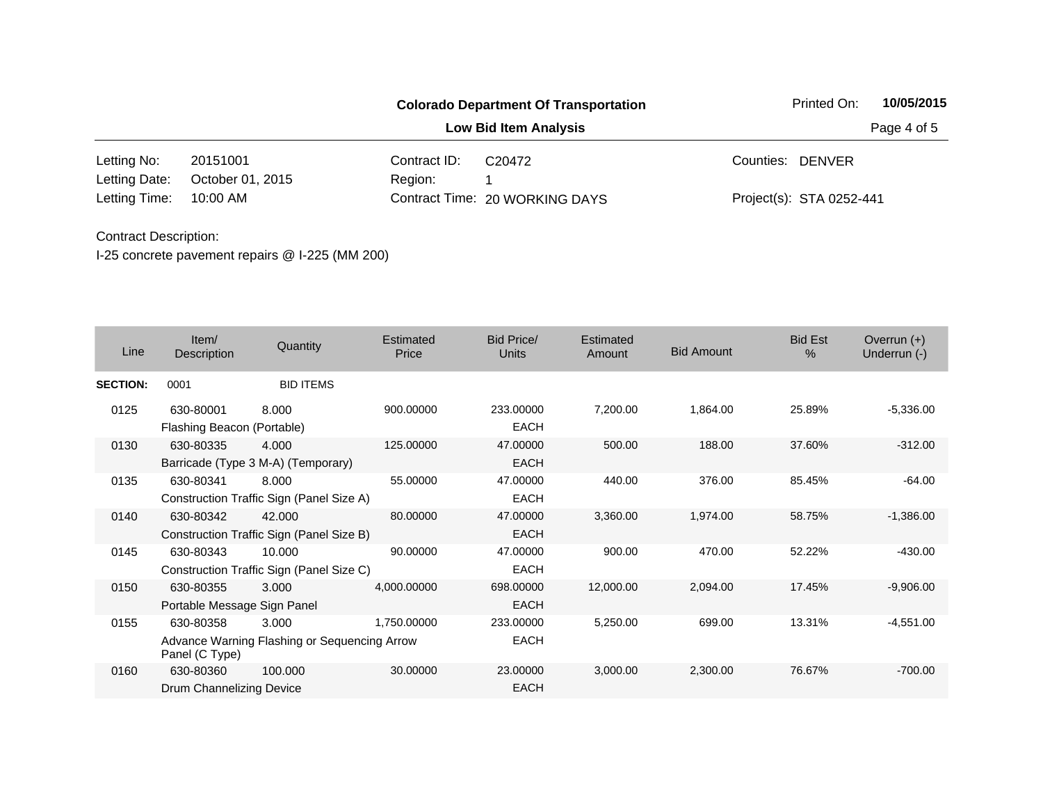**Colorado Department Of Transportation**

**Low Bid Item Analysis**

Printed On: **10/05/2015**

| | | | | | |
|---|---|---|---|---|---|
| Letting No: | 20151001 | Contract ID: | C20472 | Counties: | DENVER |
| Letting Date: | October 01, 2015 | Region: | 1 | | |
| Letting Time: | 10:00 AM | Contract Time: | 20 WORKING DAYS | Project(s): | STA 0252-441 |

Contract Description:

I-25 concrete pavement repairs @ I-225 (MM 200)

| Line | Item/ Description | Quantity | Estimated Price | Bid Price/ Units | Estimated Amount | Bid Amount | Bid Est % | Overrun (+) Underrun (-) |
|---|---|---|---|---|---|---|---|---|
| **SECTION:** | 0001 | BID ITEMS | | | | | | |
| 0125 | 630-80001 Flashing Beacon (Portable) | 8.000 | 900.00000 | 233.00000 EACH | 7,200.00 | 1,864.00 | 25.89% | -5,336.00 |
| 0130 | 630-80335 Barricade (Type 3 M-A) (Temporary) | 4.000 | 125.00000 | 47.00000 EACH | 500.00 | 188.00 | 37.60% | -312.00 |
| 0135 | 630-80341 Construction Traffic Sign (Panel Size A) | 8.000 | 55.00000 | 47.00000 EACH | 440.00 | 376.00 | 85.45% | -64.00 |
| 0140 | 630-80342 Construction Traffic Sign (Panel Size B) | 42.000 | 80.00000 | 47.00000 EACH | 3,360.00 | 1,974.00 | 58.75% | -1,386.00 |
| 0145 | 630-80343 Construction Traffic Sign (Panel Size C) | 10.000 | 90.00000 | 47.00000 EACH | 900.00 | 470.00 | 52.22% | -430.00 |
| 0150 | 630-80355 Portable Message Sign Panel | 3.000 | 4,000.00000 | 698.00000 EACH | 12,000.00 | 2,094.00 | 17.45% | -9,906.00 |
| 0155 | 630-80358 Advance Warning Flashing or Sequencing Arrow Panel (C Type) | 3.000 | 1,750.00000 | 233.00000 EACH | 5,250.00 | 699.00 | 13.31% | -4,551.00 |
| 0160 | 630-80360 Drum Channelizing Device | 100.000 | 30.00000 | 23.00000 EACH | 3,000.00 | 2,300.00 | 76.67% | -700.00 |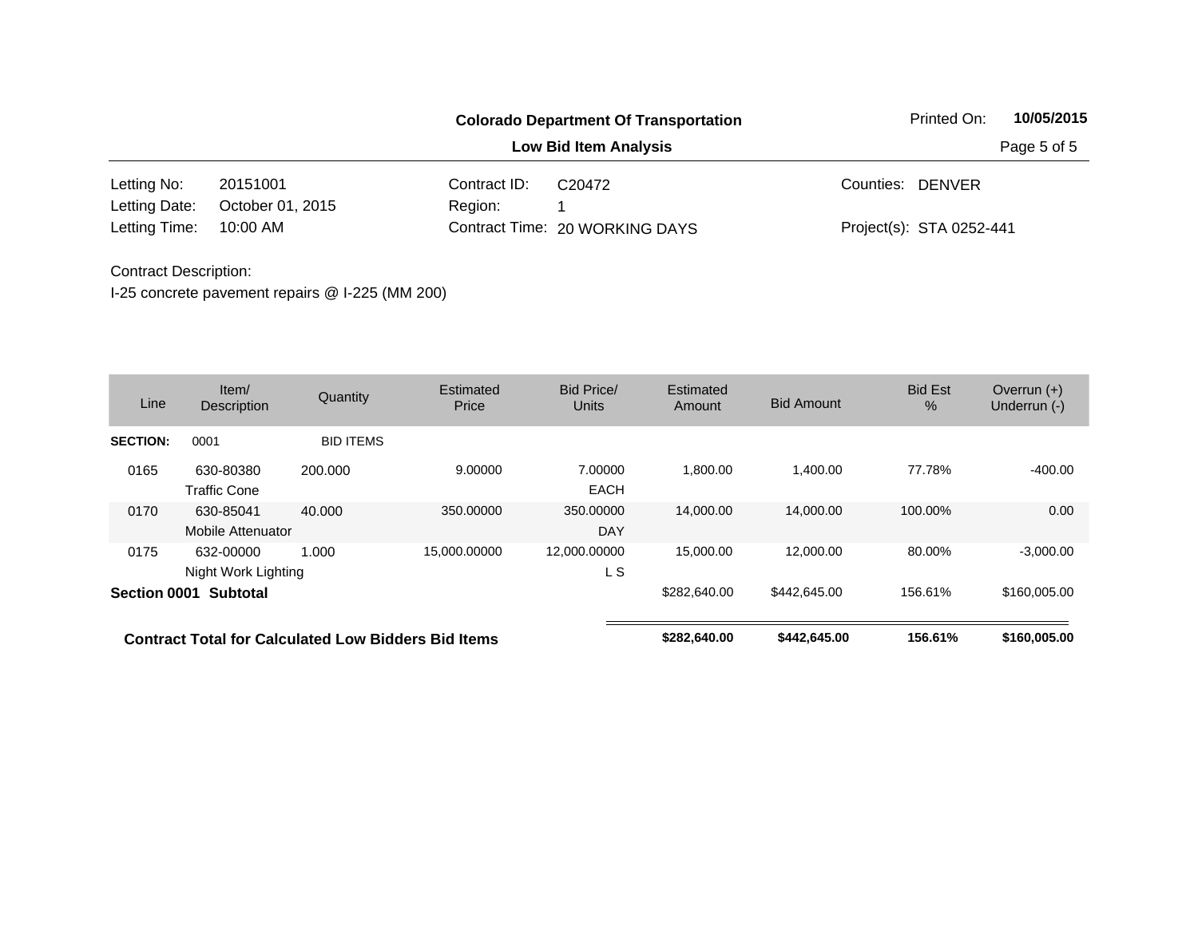**Colorado Department Of Transportation**

**Low Bid Item Analysis**

Printed On: **10/05/2015**

| | | | | | |
|---|---|---|---|---|---|
| Letting No: | 20151001 | Contract ID: | C20472 | Counties: | DENVER |
| Letting Date: | October 01, 2015 | Region: | 1 | | |
| Letting Time: | 10:00 AM | Contract Time: | 20 WORKING DAYS | Project(s): | STA 0252-441 |

Contract Description:
I-25 concrete pavement repairs @ I-225 (MM 200)

| Line | Item/ Description | Quantity | Estimated Price | Bid Price/ Units | Estimated Amount | Bid Amount | Bid Est % | Overrun (+) Underrun (-) |
|---|---|---|---|---|---|---|---|---|
| **SECTION:** | 0001 | BID ITEMS | | | | | | |
| 0165 | 630-80380 Traffic Cone | 200.000 | 9.00000 | 7.00000 EACH | 1,800.00 | 1,400.00 | 77.78% | -400.00 |
| 0170 | 630-85041 Mobile Attenuator | 40.000 | 350.00000 | 350.00000 DAY | 14,000.00 | 14,000.00 | 100.00% | 0.00 |
| 0175 | 632-00000 Night Work Lighting | 1.000 | 15,000.00000 | 12,000.00000 L S | 15,000.00 | 12,000.00 | 80.00% | -3,000.00 |
| **Section 0001 Subtotal** | | | | | $282,640.00 | $442,645.00 | 156.61% | $160,005.00 |
| **Contract Total for Calculated Low Bidders Bid Items** | | | | | **$282,640.00** | **$442,645.00** | **156.61%** | **$160,005.00** |